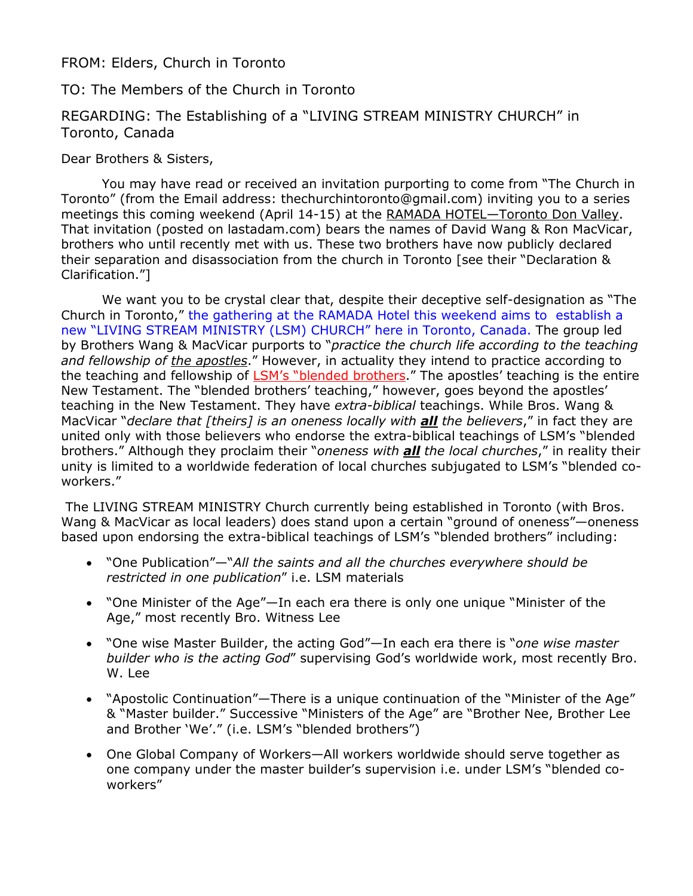FROM: Elders, Church in Toronto

TO: The Members of the Church in Toronto

REGARDING: The Establishing of a "LIVING STREAM MINISTRY CHURCH" in Toronto, Canada

Dear Brothers & Sisters,

You may have read or received an invitation purporting to come from "The Church in Toronto" (from the Email address: thechurchintoronto@gmail.com) inviting you to a series meetings this coming weekend (April 14-15) at the RAMADA HOTEL—Toronto Don Valley. That invitation (posted on lastadam.com) bears the names of David Wang & Ron MacVicar, brothers who until recently met with us. These two brothers have now publicly declared their separation and disassociation from the church in Toronto [see their "Declaration & Clarification."]

We want you to be crystal clear that, despite their deceptive self-designation as "The Church in Toronto," the gathering at the RAMADA Hotel this weekend aims to establish a new "LIVING STREAM MINISTRY (LSM) CHURCH" here in Toronto, Canada. The group led by Brothers Wang & MacVicar purports to "*practice the church life according to the teaching and fellowship of the apostles*." However, in actuality they intend to practice according to the teaching and fellowship of LSM's "blended brothers." The apostles' teaching is the entire New Testament. The "blended brothers' teaching," however, goes beyond the apostles' teaching in the New Testament. They have *extra-biblical* teachings. While Bros. Wang & MacVicar "*declare that [theirs] is an oneness locally with **all** the believers*," in fact they are united only with those believers who endorse the extra-biblical teachings of LSM's "blended brothers." Although they proclaim their "*oneness with **all** the local churches*," in reality their unity is limited to a worldwide federation of local churches subjugated to LSM's "blended co-workers."

The LIVING STREAM MINISTRY Church currently being established in Toronto (with Bros. Wang & MacVicar as local leaders) does stand upon a certain "ground of oneness"—oneness based upon endorsing the extra-biblical teachings of LSM's "blended brothers" including:

- "One Publication"—"*All the saints and all the churches everywhere should be restricted in one publication*" i.e. LSM materials
- "One Minister of the Age"—In each era there is only one unique "Minister of the Age," most recently Bro. Witness Lee
- "One wise Master Builder, the acting God"—In each era there is "*one wise master builder who is the acting God*" supervising God's worldwide work, most recently Bro. W. Lee
- "Apostolic Continuation"—There is a unique continuation of the "Minister of the Age" & "Master builder." Successive "Ministers of the Age" are "Brother Nee, Brother Lee and Brother 'We'." (i.e. LSM's "blended brothers")
- One Global Company of Workers—All workers worldwide should serve together as one company under the master builder's supervision i.e. under LSM's "blended co-workers"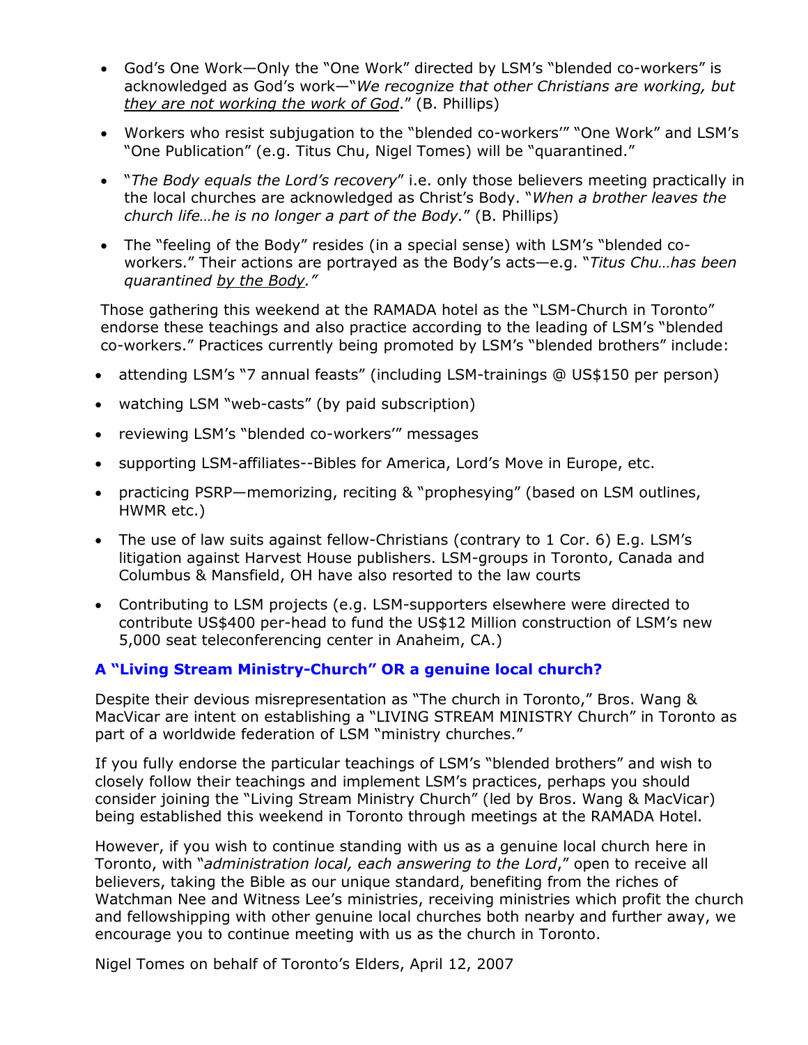- God's One Work—Only the "One Work" directed by LSM's "blended co-workers" is acknowledged as God's work—"*We recognize that other Christians are working, but <u>they are not working the work of God</u>*." (B. Phillips)
- Workers who resist subjugation to the "blended co-workers'" "One Work" and LSM's "One Publication" (e.g. Titus Chu, Nigel Tomes) will be "quarantined."
- "*The Body equals the Lord's recovery*" i.e. only those believers meeting practically in the local churches are acknowledged as Christ's Body. "*When a brother leaves the church life…he is no longer a part of the Body.*" (B. Phillips)
- The "feeling of the Body" resides (in a special sense) with LSM's "blended co-workers." Their actions are portrayed as the Body's acts—e.g. "*Titus Chu…has been quarantined <u>by the Body</u>."*

Those gathering this weekend at the RAMADA hotel as the "LSM-Church in Toronto" endorse these teachings and also practice according to the leading of LSM's "blended co-workers." Practices currently being promoted by LSM's "blended brothers" include:

- attending LSM's "7 annual feasts" (including LSM-trainings @ US$150 per person)
- watching LSM "web-casts" (by paid subscription)
- reviewing LSM's "blended co-workers'" messages
- supporting LSM-affiliates--Bibles for America, Lord's Move in Europe, etc.
- practicing PSRP—memorizing, reciting & "prophesying" (based on LSM outlines, HWMR etc.)
- The use of law suits against fellow-Christians (contrary to 1 Cor. 6) E.g. LSM's litigation against Harvest House publishers. LSM-groups in Toronto, Canada and Columbus & Mansfield, OH have also resorted to the law courts
- Contributing to LSM projects (e.g. LSM-supporters elsewhere were directed to contribute US$400 per-head to fund the US$12 Million construction of LSM's new 5,000 seat teleconferencing center in Anaheim, CA.)

### A "Living Stream Ministry-Church" OR a genuine local church?

Despite their devious misrepresentation as "The church in Toronto," Bros. Wang & MacVicar are intent on establishing a "LIVING STREAM MINISTRY Church" in Toronto as part of a worldwide federation of LSM "ministry churches."

If you fully endorse the particular teachings of LSM's "blended brothers" and wish to closely follow their teachings and implement LSM's practices, perhaps you should consider joining the "Living Stream Ministry Church" (led by Bros. Wang & MacVicar) being established this weekend in Toronto through meetings at the RAMADA Hotel.

However, if you wish to continue standing with us as a genuine local church here in Toronto, with "*administration local, each answering to the Lord*," open to receive all believers, taking the Bible as our unique standard, benefiting from the riches of Watchman Nee and Witness Lee's ministries, receiving ministries which profit the church and fellowshipping with other genuine local churches both nearby and further away, we encourage you to continue meeting with us as the church in Toronto.

Nigel Tomes on behalf of Toronto's Elders, April 12, 2007